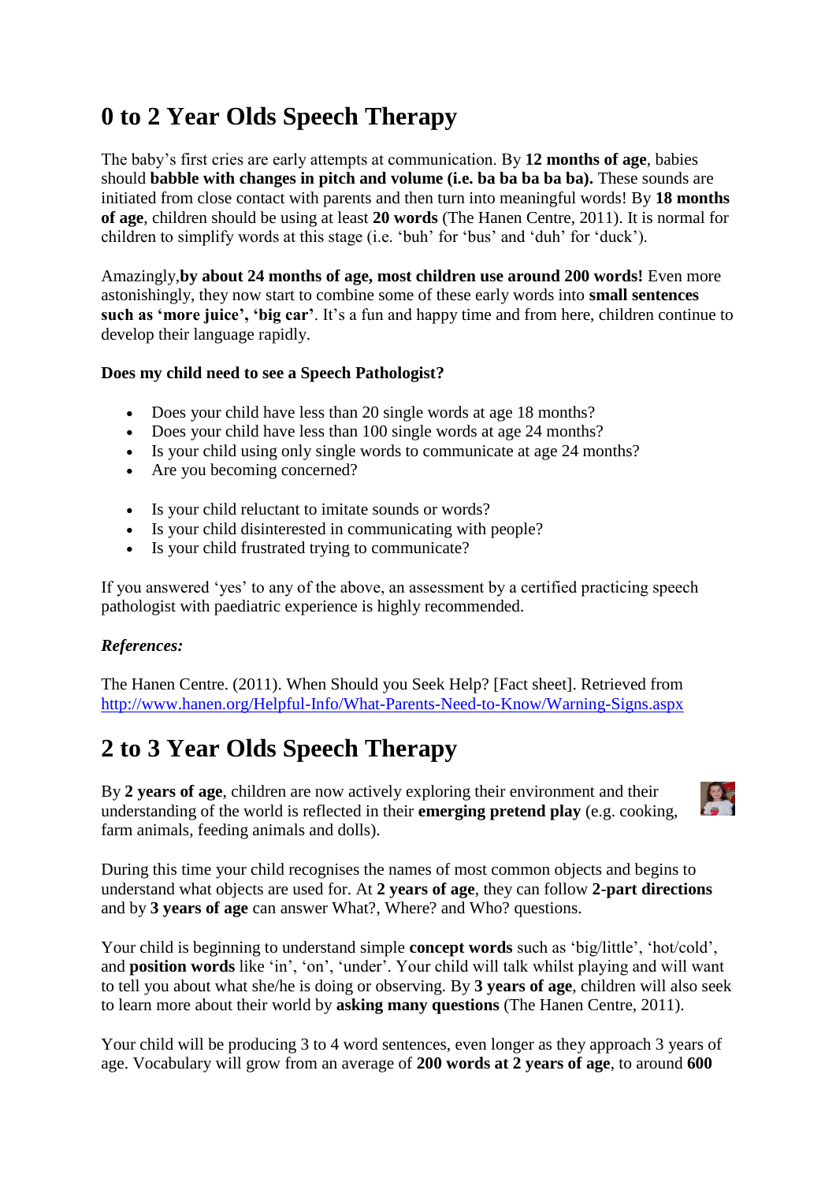# 0 to 2 Year Olds Speech Therapy

The baby's first cries are early attempts at communication. By **12 months of age**, babies should **babble with changes in pitch and volume (i.e. ba ba ba ba ba).** These sounds are initiated from close contact with parents and then turn into meaningful words! By **18 months of age**, children should be using at least **20 words** (The Hanen Centre, 2011). It is normal for children to simplify words at this stage (i.e. 'buh' for 'bus' and 'duh' for 'duck').

Amazingly,**by about 24 months of age, most children use around 200 words!** Even more astonishingly, they now start to combine some of these early words into **small sentences such as 'more juice', 'big car'**. It's a fun and happy time and from here, children continue to develop their language rapidly.

**Does my child need to see a Speech Pathologist?**

- Does your child have less than 20 single words at age 18 months?
- Does your child have less than 100 single words at age 24 months?
- Is your child using only single words to communicate at age 24 months?
- Are you becoming concerned?

- Is your child reluctant to imitate sounds or words?
- Is your child disinterested in communicating with people?
- Is your child frustrated trying to communicate?

If you answered 'yes' to any of the above, an assessment by a certified practicing speech pathologist with paediatric experience is highly recommended.

***References:***

The Hanen Centre. (2011). When Should you Seek Help? [Fact sheet]. Retrieved from http://www.hanen.org/Helpful-Info/What-Parents-Need-to-Know/Warning-Signs.aspx

# 2 to 3 Year Olds Speech Therapy

By **2 years of age**, children are now actively exploring their environment and their understanding of the world is reflected in their **emerging pretend play** (e.g. cooking, farm animals, feeding animals and dolls).

During this time your child recognises the names of most common objects and begins to understand what objects are used for. At **2 years of age**, they can follow **2-part directions** and by **3 years of age** can answer What?, Where? and Who? questions.

Your child is beginning to understand simple **concept words** such as 'big/little', 'hot/cold', and **position words** like 'in', 'on', 'under'. Your child will talk whilst playing and will want to tell you about what she/he is doing or observing. By **3 years of age**, children will also seek to learn more about their world by **asking many questions** (The Hanen Centre, 2011).

Your child will be producing 3 to 4 word sentences, even longer as they approach 3 years of age. Vocabulary will grow from an average of **200 words at 2 years of age**, to around **600**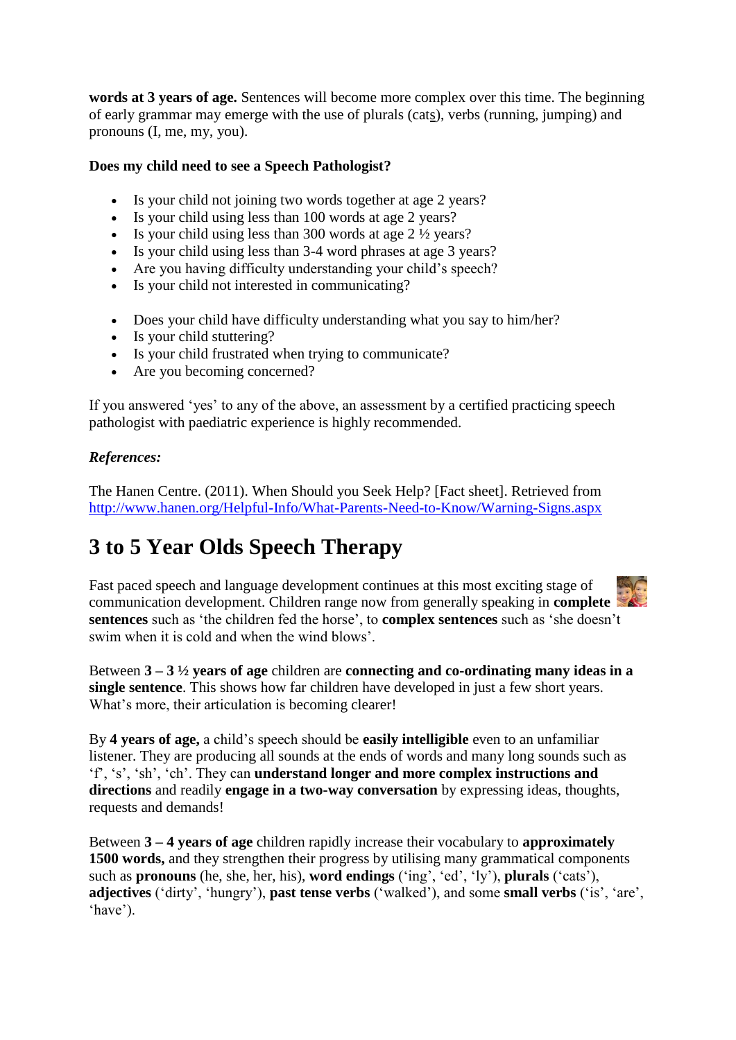**words at 3 years of age.** Sentences will become more complex over this time. The beginning of early grammar may emerge with the use of plurals (cats), verbs (running, jumping) and pronouns (I, me, my, you).

**Does my child need to see a Speech Pathologist?**

- Is your child not joining two words together at age 2 years?
- Is your child using less than 100 words at age 2 years?
- Is your child using less than 300 words at age 2 ½ years?
- Is your child using less than 3-4 word phrases at age 3 years?
- Are you having difficulty understanding your child's speech?
- Is your child not interested in communicating?

- Does your child have difficulty understanding what you say to him/her?
- Is your child stuttering?
- Is your child frustrated when trying to communicate?
- Are you becoming concerned?

If you answered 'yes' to any of the above, an assessment by a certified practicing speech pathologist with paediatric experience is highly recommended.

***References:***

The Hanen Centre. (2011). When Should you Seek Help? [Fact sheet]. Retrieved from http://www.hanen.org/Helpful-Info/What-Parents-Need-to-Know/Warning-Signs.aspx

# 3 to 5 Year Olds Speech Therapy

Fast paced speech and language development continues at this most exciting stage of communication development. Children range now from generally speaking in **complete sentences** such as 'the children fed the horse', to **complex sentences** such as 'she doesn't swim when it is cold and when the wind blows'.

Between **3 – 3 ½ years of age** children are **connecting and co-ordinating many ideas in a single sentence**. This shows how far children have developed in just a few short years. What's more, their articulation is becoming clearer!

By **4 years of age,** a child's speech should be **easily intelligible** even to an unfamiliar listener. They are producing all sounds at the ends of words and many long sounds such as 'f', 's', 'sh', 'ch'. They can **understand longer and more complex instructions and directions** and readily **engage in a two-way conversation** by expressing ideas, thoughts, requests and demands!

Between **3 – 4 years of age** children rapidly increase their vocabulary to **approximately 1500 words,** and they strengthen their progress by utilising many grammatical components such as **pronouns** (he, she, her, his), **word endings** ('ing', 'ed', 'ly'), **plurals** ('cats'), **adjectives** ('dirty', 'hungry'), **past tense verbs** ('walked'), and some **small verbs** ('is', 'are', 'have').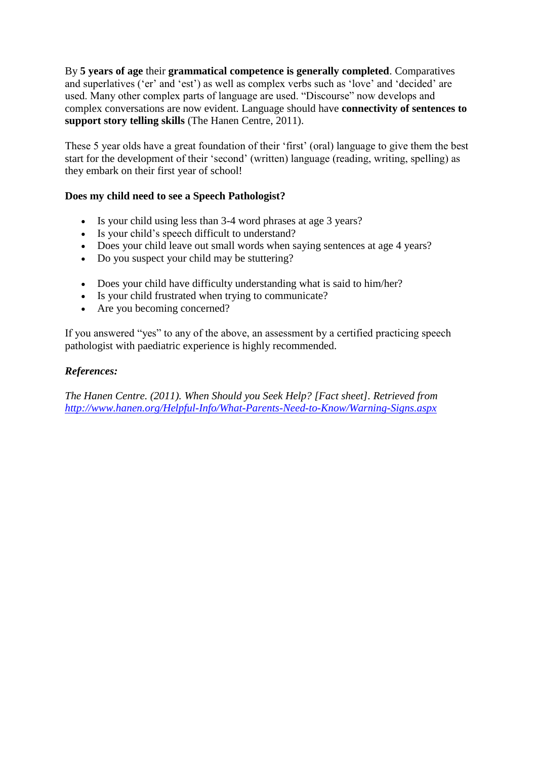By **5 years of age** their **grammatical competence is generally completed**. Comparatives and superlatives ('er' and 'est') as well as complex verbs such as 'love' and 'decided' are used. Many other complex parts of language are used. "Discourse" now develops and complex conversations are now evident. Language should have **connectivity of sentences to support story telling skills** (The Hanen Centre, 2011).

These 5 year olds have a great foundation of their 'first' (oral) language to give them the best start for the development of their 'second' (written) language (reading, writing, spelling) as they embark on their first year of school!

**Does my child need to see a Speech Pathologist?**

- Is your child using less than 3-4 word phrases at age 3 years?
- Is your child's speech difficult to understand?
- Does your child leave out small words when saying sentences at age 4 years?
- Do you suspect your child may be stuttering?

- Does your child have difficulty understanding what is said to him/her?
- Is your child frustrated when trying to communicate?
- Are you becoming concerned?

If you answered "yes" to any of the above, an assessment by a certified practicing speech pathologist with paediatric experience is highly recommended.

***References:***

*The Hanen Centre. (2011). When Should you Seek Help? [Fact sheet]. Retrieved from [http://www.hanen.org/Helpful-Info/What-Parents-Need-to-Know/Warning-Signs.aspx](http://www.hanen.org/Helpful-Info/What-Parents-Need-to-Know/Warning-Signs.aspx)*